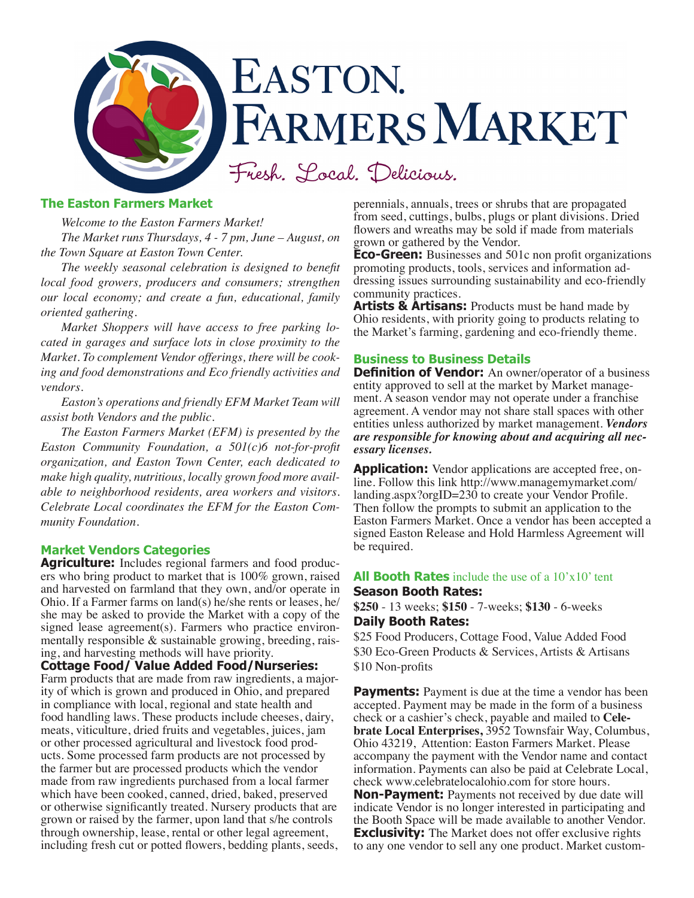# Easton Farmers Market

Fresh. Local. Delicious.

## The Easton Farmers Market

*Welcome to the Easton Farmers Market!*

*The Market runs Thursdays, 4 - 7 pm, June – August, on the Town Square at Easton Town Center.*

*The weekly seasonal celebration is designed to benefit local food growers, producers and consumers; strengthen our local economy; and create a fun, educational, family oriented gathering.*

*Market Shoppers will have access to free parking located in garages and surface lots in close proximity to the Market. To complement Vendor offerings, there will be cooking and food demonstrations and Eco friendly activities and vendors.*

*Easton's operations and friendly EFM Market Team will assist both Vendors and the public.*

*The Easton Farmers Market (EFM) is presented by the Easton Community Foundation, a 501(c)6 not-for-profit organization, and Easton Town Center, each dedicated to make high quality, nutritious, locally grown food more available to neighborhood residents, area workers and visitors. Celebrate Local coordinates the EFM for the Easton Community Foundation.*

## Market Vendors Categories

**Agriculture:** Includes regional farmers and food producers who bring product to market that is 100% grown, raised and harvested on farmland that they own, and/or operate in Ohio. If a Farmer farms on land(s) he/she rents or leases, he/she may be asked to provide the Market with a copy of the signed lease agreement(s). Farmers who practice environmentally responsible & sustainable growing, breeding, raising, and harvesting methods will have priority.

**Cottage Food/ Value Added Food/Nurseries:** Farm products that are made from raw ingredients, a majority of which is grown and produced in Ohio, and prepared in compliance with local, regional and state health and food handling laws. These products include cheeses, dairy, meats, viticulture, dried fruits and vegetables, juices, jam or other processed agricultural and livestock food products. Some processed farm products are not processed by the farmer but are processed products which the vendor made from raw ingredients purchased from a local farmer which have been cooked, canned, dried, baked, preserved or otherwise significantly treated. Nursery products that are grown or raised by the farmer, upon land that s/he controls through ownership, lease, rental or other legal agreement, including fresh cut or potted flowers, bedding plants, seeds, perennials, annuals, trees or shrubs that are propagated from seed, cuttings, bulbs, plugs or plant divisions. Dried flowers and wreaths may be sold if made from materials grown or gathered by the Vendor.

**Eco-Green:** Businesses and 501c non profit organizations promoting products, tools, services and information addressing issues surrounding sustainability and eco-friendly community practices.

**Artists & Artisans:** Products must be hand made by Ohio residents, with priority going to products relating to the Market's farming, gardening and eco-friendly theme.

## Business to Business Details

**Definition of Vendor:** An owner/operator of a business entity approved to sell at the market by Market management. A season vendor may not operate under a franchise agreement. A vendor may not share stall spaces with other entities unless authorized by market management. ***Vendors are responsible for knowing about and acquiring all necessary licenses.***

**Application:** Vendor applications are accepted free, online. Follow this link http://www.managemymarket.com/landing.aspx?orgID=230 to create your Vendor Profile. Then follow the prompts to submit an application to the Easton Farmers Market. Once a vendor has been accepted a signed Easton Release and Hold Harmless Agreement will be required.

**All Booth Rates** include the use of a 10'x10' tent

**Season Booth Rates:**

**$250** - 13 weeks; **$150** - 7-weeks; **$130** - 6-weeks

**Daily Booth Rates:**

$25 Food Producers, Cottage Food, Value Added Food
$30 Eco-Green Products & Services, Artists & Artisans
$10 Non-profits

**Payments:** Payment is due at the time a vendor has been accepted. Payment may be made in the form of a business check or a cashier's check, payable and mailed to **Celebrate Local Enterprises,** 3952 Townsfair Way, Columbus, Ohio 43219, Attention: Easton Farmers Market. Please accompany the payment with the Vendor name and contact information. Payments can also be paid at Celebrate Local, check www.celebratelocalohio.com for store hours.

**Non-Payment:** Payments not received by due date will indicate Vendor is no longer interested in participating and the Booth Space will be made available to another Vendor.

**Exclusivity:** The Market does not offer exclusive rights to any one vendor to sell any one product. Market custom-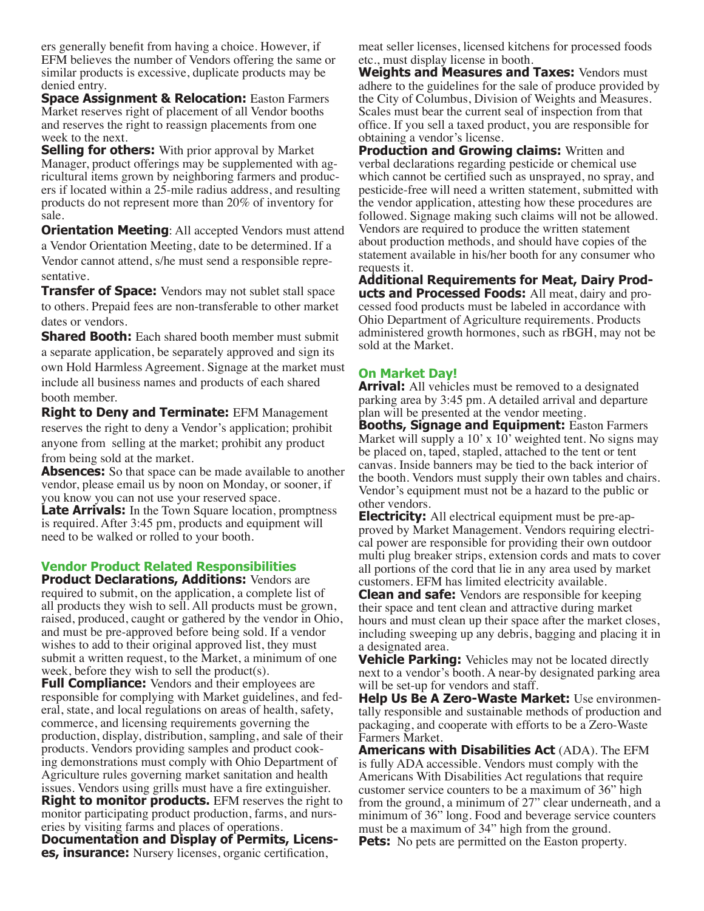ers generally benefit from having a choice. However, if EFM believes the number of Vendors offering the same or similar products is excessive, duplicate products may be denied entry.

**Space Assignment & Relocation:** Easton Farmers Market reserves right of placement of all Vendor booths and reserves the right to reassign placements from one week to the next.

**Selling for others:** With prior approval by Market Manager, product offerings may be supplemented with agricultural items grown by neighboring farmers and producers if located within a 25-mile radius address, and resulting products do not represent more than 20% of inventory for sale.

**Orientation Meeting**: All accepted Vendors must attend a Vendor Orientation Meeting, date to be determined. If a Vendor cannot attend, s/he must send a responsible representative.

**Transfer of Space:** Vendors may not sublet stall space to others. Prepaid fees are non-transferable to other market dates or vendors.

**Shared Booth:** Each shared booth member must submit a separate application, be separately approved and sign its own Hold Harmless Agreement. Signage at the market must include all business names and products of each shared booth member.

**Right to Deny and Terminate:** EFM Management reserves the right to deny a Vendor's application; prohibit anyone from selling at the market; prohibit any product from being sold at the market.

**Absences:** So that space can be made available to another vendor, please email us by noon on Monday, or sooner, if you know you can not use your reserved space.

**Late Arrivals:** In the Town Square location, promptness is required. After 3:45 pm, products and equipment will need to be walked or rolled to your booth.

## Vendor Product Related Responsibilities

**Product Declarations, Additions:** Vendors are required to submit, on the application, a complete list of all products they wish to sell. All products must be grown, raised, produced, caught or gathered by the vendor in Ohio, and must be pre-approved before being sold. If a vendor wishes to add to their original approved list, they must submit a written request, to the Market, a minimum of one week, before they wish to sell the product(s).

**Full Compliance:** Vendors and their employees are responsible for complying with Market guidelines, and federal, state, and local regulations on areas of health, safety, commerce, and licensing requirements governing the production, display, distribution, sampling, and sale of their products. Vendors providing samples and product cooking demonstrations must comply with Ohio Department of Agriculture rules governing market sanitation and health issues. Vendors using grills must have a fire extinguisher.

**Right to monitor products.** EFM reserves the right to monitor participating product production, farms, and nurseries by visiting farms and places of operations.

**Documentation and Display of Permits, Licenses, insurance:** Nursery licenses, organic certification, meat seller licenses, licensed kitchens for processed foods etc., must display license in booth.

**Weights and Measures and Taxes:** Vendors must adhere to the guidelines for the sale of produce provided by the City of Columbus, Division of Weights and Measures. Scales must bear the current seal of inspection from that office. If you sell a taxed product, you are responsible for obtaining a vendor's license.

**Production and Growing claims:** Written and verbal declarations regarding pesticide or chemical use which cannot be certified such as unsprayed, no spray, and pesticide-free will need a written statement, submitted with the vendor application, attesting how these procedures are followed. Signage making such claims will not be allowed. Vendors are required to produce the written statement about production methods, and should have copies of the statement available in his/her booth for any consumer who requests it.

**Additional Requirements for Meat, Dairy Products and Processed Foods:** All meat, dairy and processed food products must be labeled in accordance with Ohio Department of Agriculture requirements. Products administered growth hormones, such as rBGH, may not be sold at the Market.

## On Market Day!

**Arrival:** All vehicles must be removed to a designated parking area by 3:45 pm. A detailed arrival and departure plan will be presented at the vendor meeting.

**Booths, Signage and Equipment:** Easton Farmers Market will supply a 10' x 10' weighted tent. No signs may be placed on, taped, stapled, attached to the tent or tent canvas. Inside banners may be tied to the back interior of the booth. Vendors must supply their own tables and chairs. Vendor's equipment must not be a hazard to the public or other vendors.

**Electricity:** All electrical equipment must be pre-approved by Market Management. Vendors requiring electrical power are responsible for providing their own outdoor multi plug breaker strips, extension cords and mats to cover all portions of the cord that lie in any area used by market customers. EFM has limited electricity available.

**Clean and safe:** Vendors are responsible for keeping their space and tent clean and attractive during market hours and must clean up their space after the market closes, including sweeping up any debris, bagging and placing it in a designated area.

**Vehicle Parking:** Vehicles may not be located directly next to a vendor's booth. A near-by designated parking area will be set-up for vendors and staff.

**Help Us Be A Zero-Waste Market:** Use environmentally responsible and sustainable methods of production and packaging, and cooperate with efforts to be a Zero-Waste Farmers Market.

**Americans with Disabilities Act** (ADA). The EFM is fully ADA accessible. Vendors must comply with the Americans With Disabilities Act regulations that require customer service counters to be a maximum of 36" high from the ground, a minimum of 27" clear underneath, and a minimum of 36" long. Food and beverage service counters must be a maximum of 34" high from the ground.

**Pets:** No pets are permitted on the Easton property.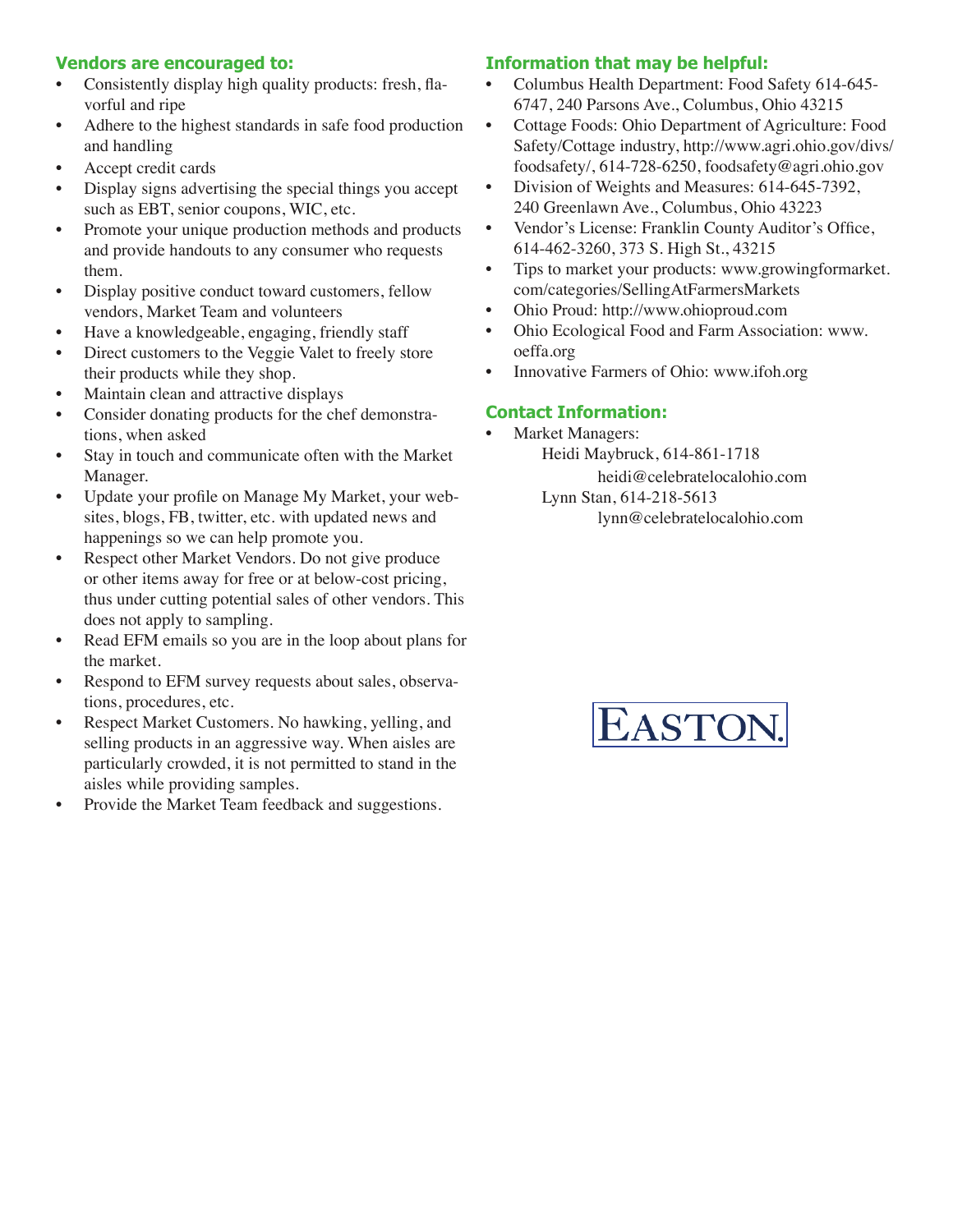## Vendors are encouraged to:

- Consistently display high quality products: fresh, flavorful and ripe
- Adhere to the highest standards in safe food production and handling
- Accept credit cards
- Display signs advertising the special things you accept such as EBT, senior coupons, WIC, etc.
- Promote your unique production methods and products and provide handouts to any consumer who requests them.
- Display positive conduct toward customers, fellow vendors, Market Team and volunteers
- Have a knowledgeable, engaging, friendly staff
- Direct customers to the Veggie Valet to freely store their products while they shop.
- Maintain clean and attractive displays
- Consider donating products for the chef demonstrations, when asked
- Stay in touch and communicate often with the Market Manager.
- Update your profile on Manage My Market, your websites, blogs, FB, twitter, etc. with updated news and happenings so we can help promote you.
- Respect other Market Vendors. Do not give produce or other items away for free or at below-cost pricing, thus under cutting potential sales of other vendors. This does not apply to sampling.
- Read EFM emails so you are in the loop about plans for the market.
- Respond to EFM survey requests about sales, observations, procedures, etc.
- Respect Market Customers. No hawking, yelling, and selling products in an aggressive way. When aisles are particularly crowded, it is not permitted to stand in the aisles while providing samples.
- Provide the Market Team feedback and suggestions.

## Information that may be helpful:

- Columbus Health Department: Food Safety 614-645-6747, 240 Parsons Ave., Columbus, Ohio 43215
- Cottage Foods: Ohio Department of Agriculture: Food Safety/Cottage industry, http://www.agri.ohio.gov/divs/foodsafety/, 614-728-6250, foodsafety@agri.ohio.gov
- Division of Weights and Measures: 614-645-7392, 240 Greenlawn Ave., Columbus, Ohio 43223
- Vendor's License: Franklin County Auditor's Office, 614-462-3260, 373 S. High St., 43215
- Tips to market your products: www.growingformarket.com/categories/SellingAtFarmersMarkets
- Ohio Proud: http://www.ohioproud.com
- Ohio Ecological Food and Farm Association: www.oeffa.org
- Innovative Farmers of Ohio: www.ifoh.org

## Contact Information:

- Market Managers:
  - Heidi Maybruck, 614-861-1718
    heidi@celebratelocalohio.com
  - Lynn Stan, 614-218-5613
    lynn@celebratelocalohio.com

EASTON.